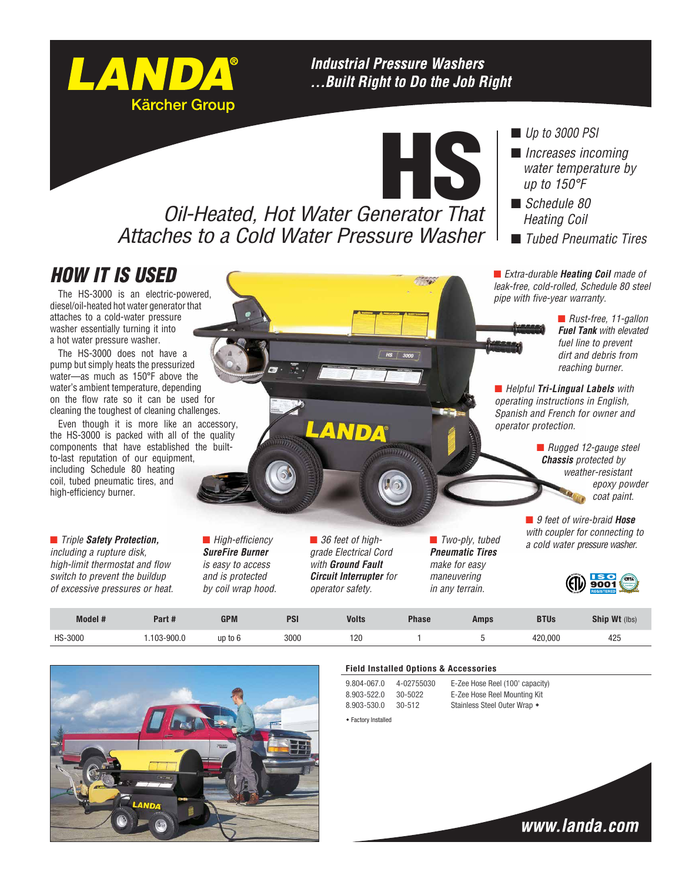# LANDA®

Kärcher Group

*Industrial Pressure Washers …Built Right to Do the Job Right*

# HS

*Oil-Heated, Hot Water Generator That Attaches to a Cold Water Pressure Washer*

- *Up to 3000 PSI*
- *Increases incoming water temperature by up to 150°F*
- *Schedule 80 Heating Coil*
- *Tubed Pneumatic Tires*

## HOW IT IS USED

The HS-3000 is an electric-powered, diesel/oil-heated hot water generator that attaches to a cold-water pressure washer essentially turning it into a hot water pressure washer.

The HS-3000 does not have a pump but simply heats the pressurized water—as much as 150°F above the water's ambient temperature, depending on the flow rate so it can be used for cleaning the toughest of cleaning challenges.

Even though it is more like an accessory, the HS-3000 is packed with all of the quality components that have established the built-to-last reputation of our equipment, including Schedule 80 heating coil, tubed pneumatic tires, and high-efficiency burner.

- *Extra-durable **Heating Coil** made of leak-free, cold-rolled, Schedule 80 steel pipe with five-year warranty.*
- *Rust-free, 11-gallon **Fuel Tank** with elevated fuel line to prevent dirt and debris from reaching burner.*
- *Helpful **Tri-Lingual Labels** with operating instructions in English, Spanish and French for owner and operator protection.*
- *Rugged 12-gauge steel **Chassis** protected by weather-resistant epoxy powder coat paint.*
- *9 feet of wire-braid **Hose** with coupler for connecting to a cold water pressure washer.*
- *Triple **Safety Protection,** including a rupture disk, high-limit thermostat and flow switch to prevent the buildup of excessive pressures or heat.*
- *High-efficiency **SureFire Burner** is easy to access and is protected by coil wrap hood.*
- *36 feet of high-grade Electrical Cord with **Ground Fault Circuit Interrupter** for operator safety.*
- *Two-ply, tubed **Pneumatic Tires** make for easy maneuvering in any terrain.*

| Model # | Part # | GPM | PSI | Volts | Phase | Amps | BTUs | Ship Wt (lbs) |
|---|---|---|---|---|---|---|---|---|
| HS-3000 | 1.103-900.0 | up to 6 | 3000 | 120 | 1 | 5 | 420,000 | 425 |

### Field Installed Options & Accessories

| | | |
|---|---|---|
| 9.804-067.0 | 4-02755030 | E-Zee Hose Reel (100' capacity) |
| 8.903-522.0 | 30-5022 | E-Zee Hose Reel Mounting Kit |
| 8.903-530.0 | 30-512 | Stainless Steel Outer Wrap ◆ |

◆ Factory Installed

**www.landa.com**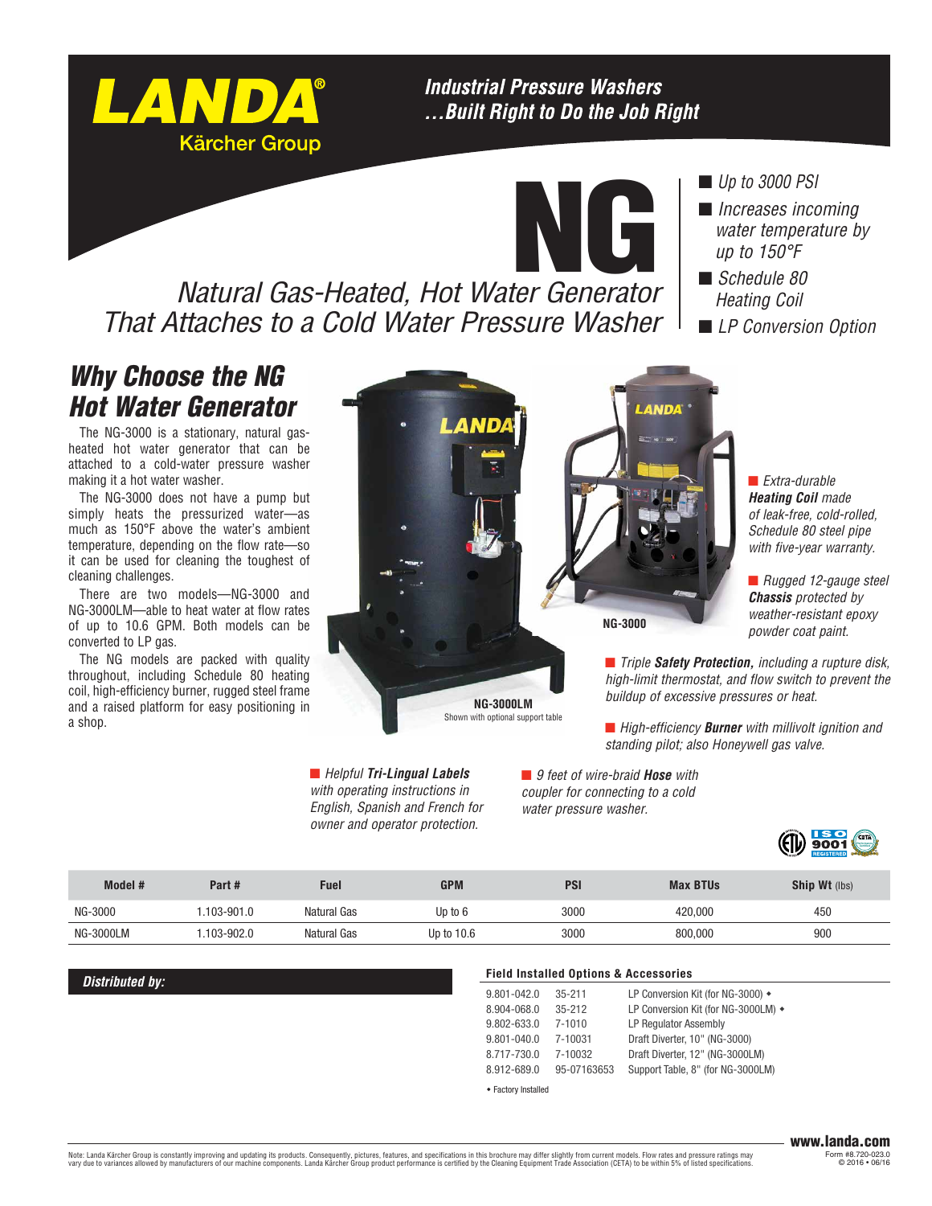# LANDA® Kärcher Group

***Industrial Pressure Washers …Built Right to Do the Job Right***

# NG

*Natural Gas-Heated, Hot Water Generator That Attaches to a Cold Water Pressure Washer*

- *Up to 3000 PSI*
- *Increases incoming water temperature by up to 150°F*
- *Schedule 80 Heating Coil*
- *LP Conversion Option*

## *Why Choose the NG Hot Water Generator*

The NG-3000 is a stationary, natural gas-heated hot water generator that can be attached to a cold-water pressure washer making it a hot water washer.

The NG-3000 does not have a pump but simply heats the pressurized water—as much as 150°F above the water's ambient temperature, depending on the flow rate—so it can be used for cleaning the toughest of cleaning challenges.

There are two models—NG-3000 and NG-3000LM—able to heat water at flow rates of up to 10.6 GPM. Both models can be converted to LP gas.

The NG models are packed with quality throughout, including Schedule 80 heating coil, high-efficiency burner, rugged steel frame and a raised platform for easy positioning in a shop.

**NG-3000LM**
Shown with optional support table

**NG-3000**

- *Extra-durable **Heating Coil** made of leak-free, cold-rolled, Schedule 80 steel pipe with five-year warranty.*
- *Rugged 12-gauge steel **Chassis** protected by weather-resistant epoxy powder coat paint.*
- *Triple **Safety Protection,** including a rupture disk, high-limit thermostat, and flow switch to prevent the buildup of excessive pressures or heat.*
- *High-efficiency **Burner** with millivolt ignition and standing pilot; also Honeywell gas valve.*
- *Helpful **Tri-Lingual Labels** with operating instructions in English, Spanish and French for owner and operator protection.*
- *9 feet of wire-braid **Hose** with coupler for connecting to a cold water pressure washer.*

| Model # | Part # | Fuel | GPM | PSI | Max BTUs | Ship Wt (lbs) |
|---|---|---|---|---|---|---|
| NG-3000 | 1.103-901.0 | Natural Gas | Up to 6 | 3000 | 420,000 | 450 |
| NG-3000LM | 1.103-902.0 | Natural Gas | Up to 10.6 | 3000 | 800,000 | 900 |

***Distributed by:***

**Field Installed Options & Accessories**

| | | |
|---|---|---|
| 9.801-042.0 | 35-211 | LP Conversion Kit (for NG-3000) ◆ |
| 8.904-068.0 | 35-212 | LP Conversion Kit (for NG-3000LM) ◆ |
| 9.802-633.0 | 7-1010 | LP Regulator Assembly |
| 9.801-040.0 | 7-10031 | Draft Diverter, 10" (NG-3000) |
| 8.717-730.0 | 7-10032 | Draft Diverter, 12" (NG-3000LM) |
| 8.912-689.0 | 95-07163653 | Support Table, 8" (for NG-3000LM) |

◆ Factory Installed

Note: Landa Kärcher Group is constantly improving and updating its products. Consequently, pictures, features, and specifications in this brochure may differ slightly from current models. Flow rates and pressure ratings may vary due to variances allowed by manufacturers of our machine components. Landa Kärcher Group product performance is certified by the Cleaning Equipment Trade Association (CETA) to be within 5% of listed specifications.

**www.landa.com**
Form #8.720-023.0
© 2016 • 06/16